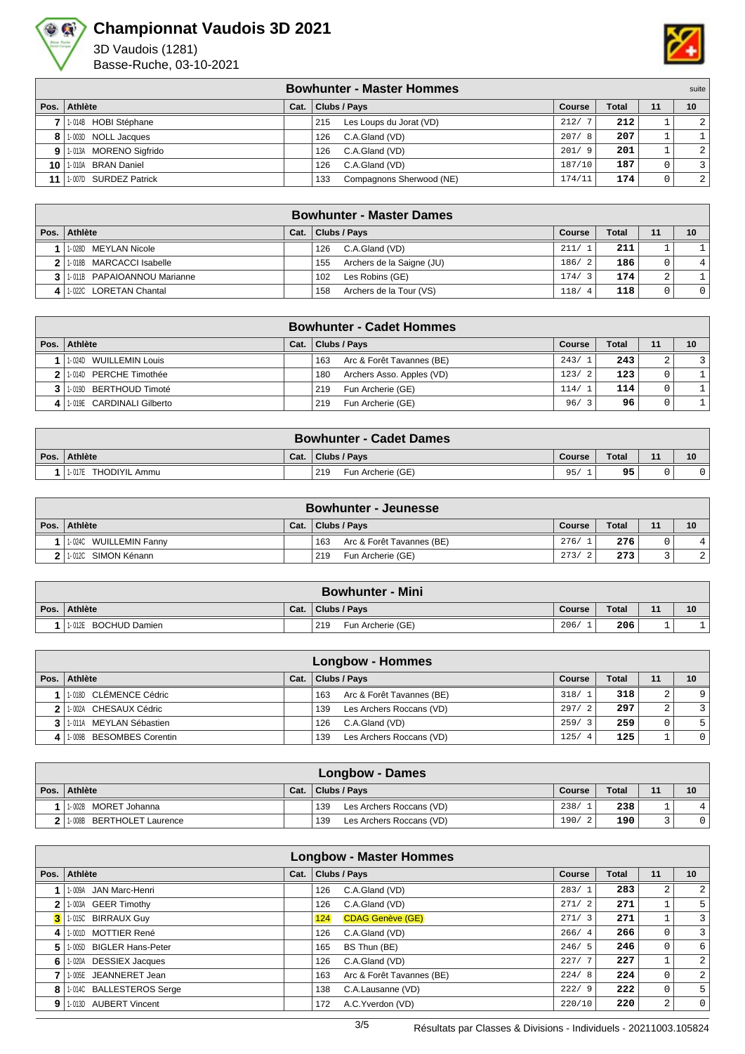# Championnat Vaudois 3D 2021

3D Vaudois (1281)
Basse-Ruche, 03-10-2021

## Bowhunter - Master Hommes

suite

| Pos. | Athlète | Cat. | Clubs / Pays | | Course | Total | 11 | 10 |
|---|---|---|---|---|---|---|---|---|
| 7 | 1-014B HOBI Stéphane | | 215 | Les Loups du Jorat (VD) | 212/ 7 | 212 | 1 | 2 |
| 8 | 1-003D NOLL Jacques | | 126 | C.A.Gland (VD) | 207/ 8 | 207 | 1 | 1 |
| 9 | 1-013A MORENO Sigfrido | | 126 | C.A.Gland (VD) | 201/ 9 | 201 | 1 | 2 |
| 10 | 1-010A BRAN Daniel | | 126 | C.A.Gland (VD) | 187/10 | 187 | 0 | 3 |
| 11 | 1-007D SURDEZ Patrick | | 133 | Compagnons Sherwood (NE) | 174/11 | 174 | 0 | 2 |

## Bowhunter - Master Dames

| Pos. | Athlète | Cat. | Clubs / Pays | | Course | Total | 11 | 10 |
|---|---|---|---|---|---|---|---|---|
| 1 | 1-028D MEYLAN Nicole | | 126 | C.A.Gland (VD) | 211/ 1 | 211 | 1 | 1 |
| 2 | 1-018B MARCACCI Isabelle | | 155 | Archers de la Saigne (JU) | 186/ 2 | 186 | 0 | 4 |
| 3 | 1-011B PAPAIOANNOU Marianne | | 102 | Les Robins (GE) | 174/ 3 | 174 | 2 | 1 |
| 4 | 1-022C LORETAN Chantal | | 158 | Archers de la Tour (VS) | 118/ 4 | 118 | 0 | 0 |

## Bowhunter - Cadet Hommes

| Pos. | Athlète | Cat. | Clubs / Pays | | Course | Total | 11 | 10 |
|---|---|---|---|---|---|---|---|---|
| 1 | 1-024D WUILLEMIN Louis | | 163 | Arc & Forêt Tavannes (BE) | 243/ 1 | 243 | 2 | 3 |
| 2 | 1-014D PERCHE Timothée | | 180 | Archers Asso. Apples (VD) | 123/ 2 | 123 | 0 | 1 |
| 3 | 1-019D BERTHOUD Timoté | | 219 | Fun Archerie (GE) | 114/ 1 | 114 | 0 | 1 |
| 4 | 1-019E CARDINALI Gilberto | | 219 | Fun Archerie (GE) | 96/ 3 | 96 | 0 | 1 |

## Bowhunter - Cadet Dames

| Pos. | Athlète | Cat. | Clubs / Pays | | Course | Total | 11 | 10 |
|---|---|---|---|---|---|---|---|---|
| 1 | 1-017E THODIYIL Ammu | | 219 | Fun Archerie (GE) | 95/ 1 | 95 | 0 | 0 |

## Bowhunter - Jeunesse

| Pos. | Athlète | Cat. | Clubs / Pays | | Course | Total | 11 | 10 |
|---|---|---|---|---|---|---|---|---|
| 1 | 1-024C WUILLEMIN Fanny | | 163 | Arc & Forêt Tavannes (BE) | 276/ 1 | 276 | 0 | 4 |
| 2 | 1-012C SIMON Kénann | | 219 | Fun Archerie (GE) | 273/ 2 | 273 | 3 | 2 |

## Bowhunter - Mini

| Pos. | Athlète | Cat. | Clubs / Pays | | Course | Total | 11 | 10 |
|---|---|---|---|---|---|---|---|---|
| 1 | 1-012E BOCHUD Damien | | 219 | Fun Archerie (GE) | 206/ 1 | 206 | 1 | 1 |

## Longbow - Hommes

| Pos. | Athlète | Cat. | Clubs / Pays | | Course | Total | 11 | 10 |
|---|---|---|---|---|---|---|---|---|
| 1 | 1-018D CLÉMENCE Cédric | | 163 | Arc & Forêt Tavannes (BE) | 318/ 1 | 318 | 2 | 9 |
| 2 | 1-002A CHESAUX Cédric | | 139 | Les Archers Roccans (VD) | 297/ 2 | 297 | 2 | 3 |
| 3 | 1-011A MEYLAN Sébastien | | 126 | C.A.Gland (VD) | 259/ 3 | 259 | 0 | 5 |
| 4 | 1-009B BESOMBES Corentin | | 139 | Les Archers Roccans (VD) | 125/ 4 | 125 | 1 | 0 |

## Longbow - Dames

| Pos. | Athlète | Cat. | Clubs / Pays | | Course | Total | 11 | 10 |
|---|---|---|---|---|---|---|---|---|
| 1 | 1-002B MORET Johanna | | 139 | Les Archers Roccans (VD) | 238/ 1 | 238 | 1 | 4 |
| 2 | 1-008B BERTHOLET Laurence | | 139 | Les Archers Roccans (VD) | 190/ 2 | 190 | 3 | 0 |

## Longbow - Master Hommes

| Pos. | Athlète | Cat. | Clubs / Pays | | Course | Total | 11 | 10 |
|---|---|---|---|---|---|---|---|---|
| 1 | 1-009A JAN Marc-Henri | | 126 | C.A.Gland (VD) | 283/ 1 | 283 | 2 | 2 |
| 2 | 1-003A GEER Timothy | | 126 | C.A.Gland (VD) | 271/ 2 | 271 | 1 | 5 |
| 3 | 1-015C BIRRAUX Guy | | 124 | CDAG Genève (GE) | 271/ 3 | 271 | 1 | 3 |
| 4 | 1-001D MOTTIER René | | 126 | C.A.Gland (VD) | 266/ 4 | 266 | 0 | 3 |
| 5 | 1-005D BIGLER Hans-Peter | | 165 | BS Thun (BE) | 246/ 5 | 246 | 0 | 6 |
| 6 | 1-020A DESSIEX Jacques | | 126 | C.A.Gland (VD) | 227/ 7 | 227 | 1 | 2 |
| 7 | 1-005E JEANNERET Jean | | 163 | Arc & Forêt Tavannes (BE) | 224/ 8 | 224 | 0 | 2 |
| 8 | 1-014C BALLESTEROS Serge | | 138 | C.A.Lausanne (VD) | 222/ 9 | 222 | 0 | 5 |
| 9 | 1-013D AUBERT Vincent | | 172 | A.C.Yverdon (VD) | 220/10 | 220 | 2 | 0 |

Résultats par Classes & Divisions - Individuels - 20211003.105824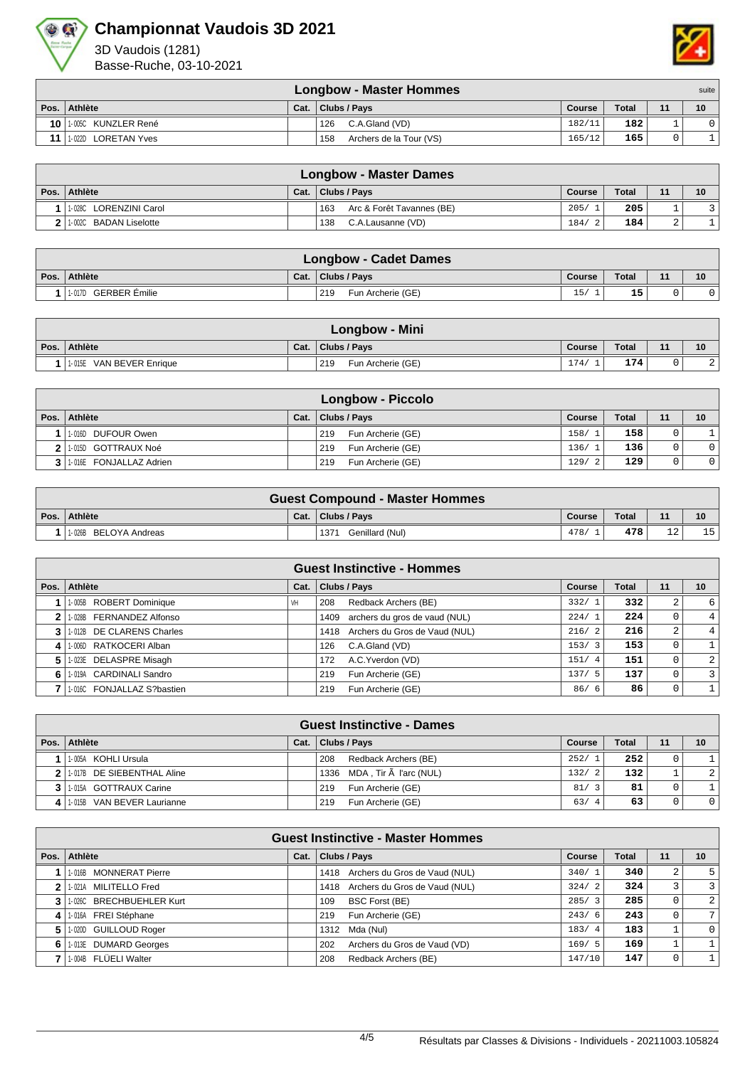# Championnat Vaudois 3D 2021

3D Vaudois (1281)
Basse-Ruche, 03-10-2021

## Longbow - Master Hommes (suite)

| Pos. | Athlète | Cat. | Clubs / Pays | Course | Total | 11 | 10 |
|---|---|---|---|---|---|---|---|
| 10 | 1-005C KUNZLER René | | 126 C.A.Gland (VD) | 182/11 | 182 | 1 | 0 |
| 11 | 1-022D LORETAN Yves | | 158 Archers de la Tour (VS) | 165/12 | 165 | 0 | 1 |

## Longbow - Master Dames

| Pos. | Athlète | Cat. | Clubs / Pays | Course | Total | 11 | 10 |
|---|---|---|---|---|---|---|---|
| 1 | 1-028C LORENZINI Carol | | 163 Arc & Forêt Tavannes (BE) | 205/ 1 | 205 | 1 | 3 |
| 2 | 1-002C BADAN Liselotte | | 138 C.A.Lausanne (VD) | 184/ 2 | 184 | 2 | 1 |

## Longbow - Cadet Dames

| Pos. | Athlète | Cat. | Clubs / Pays | Course | Total | 11 | 10 |
|---|---|---|---|---|---|---|---|
| 1 | 1-017D GERBER Émilie | | 219 Fun Archerie (GE) | 15/ 1 | 15 | 0 | 0 |

## Longbow - Mini

| Pos. | Athlète | Cat. | Clubs / Pays | Course | Total | 11 | 10 |
|---|---|---|---|---|---|---|---|
| 1 | 1-015E VAN BEVER Enrique | | 219 Fun Archerie (GE) | 174/ 1 | 174 | 0 | 2 |

## Longbow - Piccolo

| Pos. | Athlète | Cat. | Clubs / Pays | Course | Total | 11 | 10 |
|---|---|---|---|---|---|---|---|
| 1 | 1-016D DUFOUR Owen | | 219 Fun Archerie (GE) | 158/ 1 | 158 | 0 | 1 |
| 2 | 1-015D GOTTRAUX Noé | | 219 Fun Archerie (GE) | 136/ 1 | 136 | 0 | 0 |
| 3 | 1-016E FONJALLAZ Adrien | | 219 Fun Archerie (GE) | 129/ 2 | 129 | 0 | 0 |

## Guest Compound - Master Hommes

| Pos. | Athlète | Cat. | Clubs / Pays | Course | Total | 11 | 10 |
|---|---|---|---|---|---|---|---|
| 1 | 1-026B BELOYA Andreas | | 1371 Genillard (Nul) | 478/ 1 | 478 | 12 | 15 |

## Guest Instinctive - Hommes

| Pos. | Athlète | Cat. | Clubs / Pays | Course | Total | 11 | 10 |
|---|---|---|---|---|---|---|---|
| 1 | 1-005B ROBERT Dominique | VH | 208 Redback Archers (BE) | 332/ 1 | 332 | 2 | 6 |
| 2 | 1-028B FERNANDEZ Alfonso | | 1409 archers du gros de vaud (NUL) | 224/ 1 | 224 | 0 | 4 |
| 3 | 1-012B DE CLARENS Charles | | 1418 Archers du Gros de Vaud (NUL) | 216/ 2 | 216 | 2 | 4 |
| 4 | 1-006D RATKOCERI Alban | | 126 C.A.Gland (VD) | 153/ 3 | 153 | 0 | 1 |
| 5 | 1-023E DELASPRE Misagh | | 172 A.C.Yverdon (VD) | 151/ 4 | 151 | 0 | 2 |
| 6 | 1-019A CARDINALI Sandro | | 219 Fun Archerie (GE) | 137/ 5 | 137 | 0 | 3 |
| 7 | 1-016C FONJALLAZ S?bastien | | 219 Fun Archerie (GE) | 86/ 6 | 86 | 0 | 1 |

## Guest Instinctive - Dames

| Pos. | Athlète | Cat. | Clubs / Pays | Course | Total | 11 | 10 |
|---|---|---|---|---|---|---|---|
| 1 | 1-005A KOHLI Ursula | | 208 Redback Archers (BE) | 252/ 1 | 252 | 0 | 1 |
| 2 | 1-017B DE SIEBENTHAL Aline | | 1336 MDA , Tir Ã l'arc (NUL) | 132/ 2 | 132 | 1 | 2 |
| 3 | 1-015A GOTTRAUX Carine | | 219 Fun Archerie (GE) | 81/ 3 | 81 | 0 | 1 |
| 4 | 1-015B VAN BEVER Laurianne | | 219 Fun Archerie (GE) | 63/ 4 | 63 | 0 | 0 |

## Guest Instinctive - Master Hommes

| Pos. | Athlète | Cat. | Clubs / Pays | Course | Total | 11 | 10 |
|---|---|---|---|---|---|---|---|
| 1 | 1-016B MONNERAT Pierre | | 1418 Archers du Gros de Vaud (NUL) | 340/ 1 | 340 | 2 | 5 |
| 2 | 1-021A MILITELLO Fred | | 1418 Archers du Gros de Vaud (NUL) | 324/ 2 | 324 | 3 | 3 |
| 3 | 1-026C BRECHBUEHLER Kurt | | 109 BSC Forst (BE) | 285/ 3 | 285 | 0 | 2 |
| 4 | 1-016A FREI Stéphane | | 219 Fun Archerie (GE) | 243/ 6 | 243 | 0 | 7 |
| 5 | 1-020D GUILLOUD Roger | | 1312 Mda (Nul) | 183/ 4 | 183 | 1 | 0 |
| 6 | 1-013E DUMARD Georges | | 202 Archers du Gros de Vaud (VD) | 169/ 5 | 169 | 1 | 1 |
| 7 | 1-004B FLÜELI Walter | | 208 Redback Archers (BE) | 147/10 | 147 | 0 | 1 |

Résultats par Classes & Divisions - Individuels - 20211003.105824